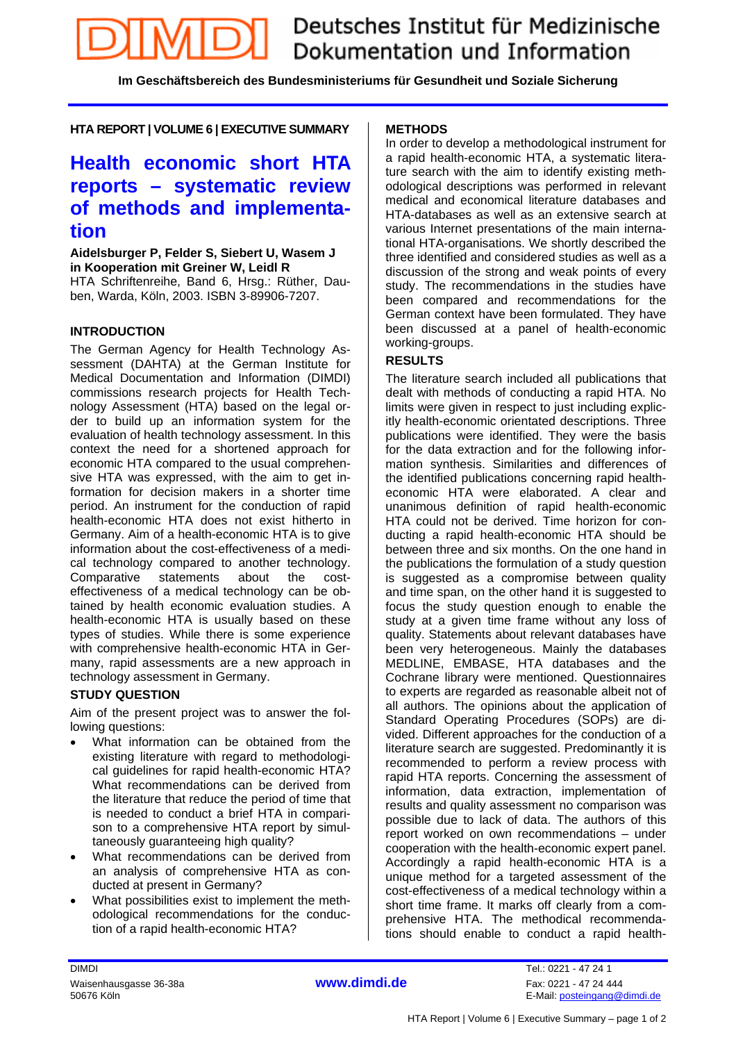# DIMDI Deutsches Institut für Medizinische Dokumentation und Information

**Im Geschäftsbereich des Bundesministeriums für Gesundheit und Soziale Sicherung**

**HTA REPORT | VOLUME 6 | EXECUTIVE SUMMARY**

# Health economic short HTA reports – systematic review of methods and implementation

**Aidelsburger P, Felder S, Siebert U, Wasem J in Kooperation mit Greiner W, Leidl R**
HTA Schriftenreihe, Band 6, Hrsg.: Rüther, Dauben, Warda, Köln, 2003. ISBN 3-89906-7207.

## INTRODUCTION

The German Agency for Health Technology Assessment (DAHTA) at the German Institute for Medical Documentation and Information (DIMDI) commissions research projects for Health Technology Assessment (HTA) based on the legal order to build up an information system for the evaluation of health technology assessment. In this context the need for a shortened approach for economic HTA compared to the usual comprehensive HTA was expressed, with the aim to get information for decision makers in a shorter time period. An instrument for the conduction of rapid health-economic HTA does not exist hitherto in Germany. Aim of a health-economic HTA is to give information about the cost-effectiveness of a medical technology compared to another technology. Comparative statements about the cost-effectiveness of a medical technology can be obtained by health economic evaluation studies. A health-economic HTA is usually based on these types of studies. While there is some experience with comprehensive health-economic HTA in Germany, rapid assessments are a new approach in technology assessment in Germany.

## STUDY QUESTION

Aim of the present project was to answer the following questions:

- What information can be obtained from the existing literature with regard to methodological guidelines for rapid health-economic HTA? What recommendations can be derived from the literature that reduce the period of time that is needed to conduct a brief HTA in comparison to a comprehensive HTA report by simultaneously guaranteeing high quality?
- What recommendations can be derived from an analysis of comprehensive HTA as conducted at present in Germany?
- What possibilities exist to implement the methodological recommendations for the conduction of a rapid health-economic HTA?

## METHODS

In order to develop a methodological instrument for a rapid health-economic HTA, a systematic literature search with the aim to identify existing methodological descriptions was performed in relevant medical and economical literature databases and HTA-databases as well as an extensive search at various Internet presentations of the main international HTA-organisations. We shortly described the three identified and considered studies as well as a discussion of the strong and weak points of every study. The recommendations in the studies have been compared and recommendations for the German context have been formulated. They have been discussed at a panel of health-economic working-groups.

## RESULTS

The literature search included all publications that dealt with methods of conducting a rapid HTA. No limits were given in respect to just including explicitly health-economic orientated descriptions. Three publications were identified. They were the basis for the data extraction and for the following information synthesis. Similarities and differences of the identified publications concerning rapid health-economic HTA were elaborated. A clear and unanimous definition of rapid health-economic HTA could not be derived. Time horizon for conducting a rapid health-economic HTA should be between three and six months. On the one hand in the publications the formulation of a study question is suggested as a compromise between quality and time span, on the other hand it is suggested to focus the study question enough to enable the study at a given time frame without any loss of quality. Statements about relevant databases have been very heterogeneous. Mainly the databases MEDLINE, EMBASE, HTA databases and the Cochrane library were mentioned. Questionnaires to experts are regarded as reasonable albeit not of all authors. The opinions about the application of Standard Operating Procedures (SOPs) are divided. Different approaches for the conduction of a literature search are suggested. Predominantly it is recommended to perform a review process with rapid HTA reports. Concerning the assessment of information, data extraction, implementation of results and quality assessment no comparison was possible due to lack of data. The authors of this report worked on own recommendations – under cooperation with the health-economic expert panel. Accordingly a rapid health-economic HTA is a unique method for a targeted assessment of the cost-effectiveness of a medical technology within a short time frame. It marks off clearly from a comprehensive HTA. The methodical recommendations should enable to conduct a rapid health-

DIMDI
Waisenhausgasse 36-38a
50676 Köln

www.dimdi.de

Tel.: 0221 - 47 24 1
Fax: 0221 - 47 24 444
E-Mail: posteingang@dimdi.de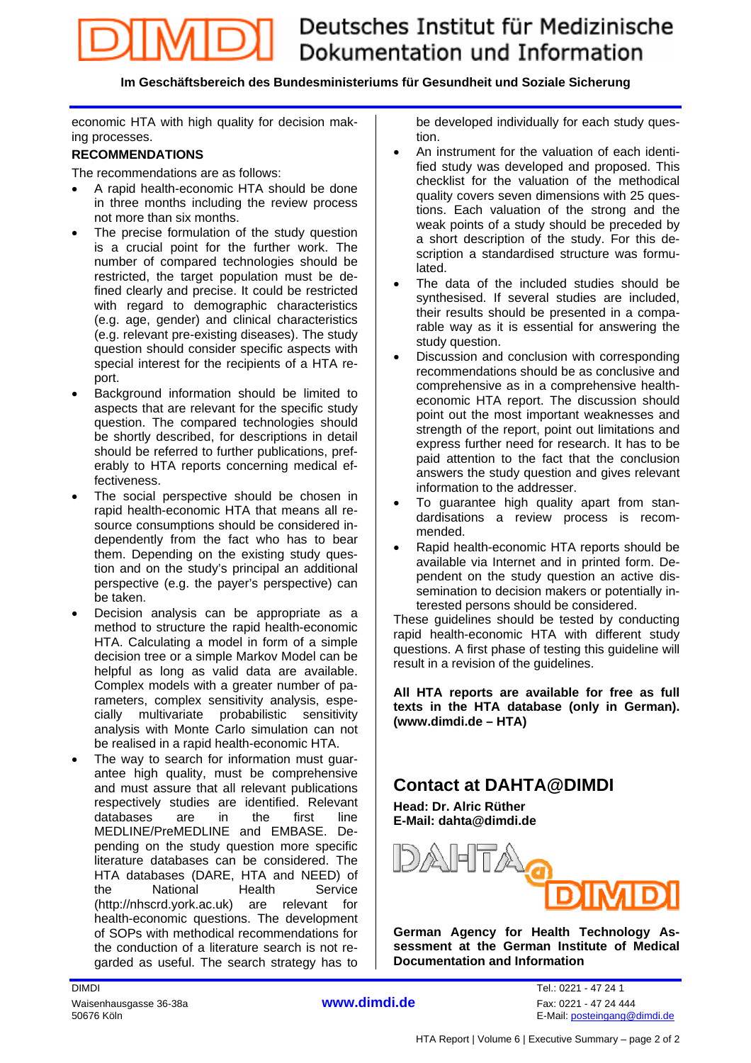economic HTA with high quality for decision making processes.

**RECOMMENDATIONS**

The recommendations are as follows:

- A rapid health-economic HTA should be done in three months including the review process not more than six months.
- The precise formulation of the study question is a crucial point for the further work. The number of compared technologies should be restricted, the target population must be defined clearly and precise. It could be restricted with regard to demographic characteristics (e.g. age, gender) and clinical characteristics (e.g. relevant pre-existing diseases). The study question should consider specific aspects with special interest for the recipients of a HTA report.
- Background information should be limited to aspects that are relevant for the specific study question. The compared technologies should be shortly described, for descriptions in detail should be referred to further publications, preferably to HTA reports concerning medical effectiveness.
- The social perspective should be chosen in rapid health-economic HTA that means all resource consumptions should be considered independently from the fact who has to bear them. Depending on the existing study question and on the study's principal an additional perspective (e.g. the payer's perspective) can be taken.
- Decision analysis can be appropriate as a method to structure the rapid health-economic HTA. Calculating a model in form of a simple decision tree or a simple Markov Model can be helpful as long as valid data are available. Complex models with a greater number of parameters, complex sensitivity analysis, especially multivariate probabilistic sensitivity analysis with Monte Carlo simulation can not be realised in a rapid health-economic HTA.
- The way to search for information must guarantee high quality, must be comprehensive and must assure that all relevant publications respectively studies are identified. Relevant databases are in the first line MEDLINE/PreMEDLINE and EMBASE. Depending on the study question more specific literature databases can be considered. The HTA databases (DARE, HTA and NEED) of the National Health Service (http://nhscrd.york.ac.uk) are relevant for health-economic questions. The development of SOPs with methodical recommendations for the conduction of a literature search is not regarded as useful. The search strategy has to be developed individually for each study question.
- An instrument for the valuation of each identified study was developed and proposed. This checklist for the valuation of the methodical quality covers seven dimensions with 25 questions. Each valuation of the strong and the weak points of a study should be preceded by a short description of the study. For this description a standardised structure was formulated.
- The data of the included studies should be synthesised. If several studies are included, their results should be presented in a comparable way as it is essential for answering the study question.
- Discussion and conclusion with corresponding recommendations should be as conclusive and comprehensive as in a comprehensive health-economic HTA report. The discussion should point out the most important weaknesses and strength of the report, point out limitations and express further need for research. It has to be paid attention to the fact that the conclusion answers the study question and gives relevant information to the addresser.
- To guarantee high quality apart from standardisations a review process is recommended.
- Rapid health-economic HTA reports should be available via Internet and in printed form. Dependent on the study question an active dissemination to decision makers or potentially interested persons should be considered.

These guidelines should be tested by conducting rapid health-economic HTA with different study questions. A first phase of testing this guideline will result in a revision of the guidelines.

**All HTA reports are available for free as full texts in the HTA database (only in German). (www.dimdi.de – HTA)**

## Contact at DAHTA@DIMDI

**Head: Dr. Alric Rüther**
**E-Mail: dahta@dimdi.de**

**German Agency for Health Technology Assessment at the German Institute of Medical Documentation and Information**